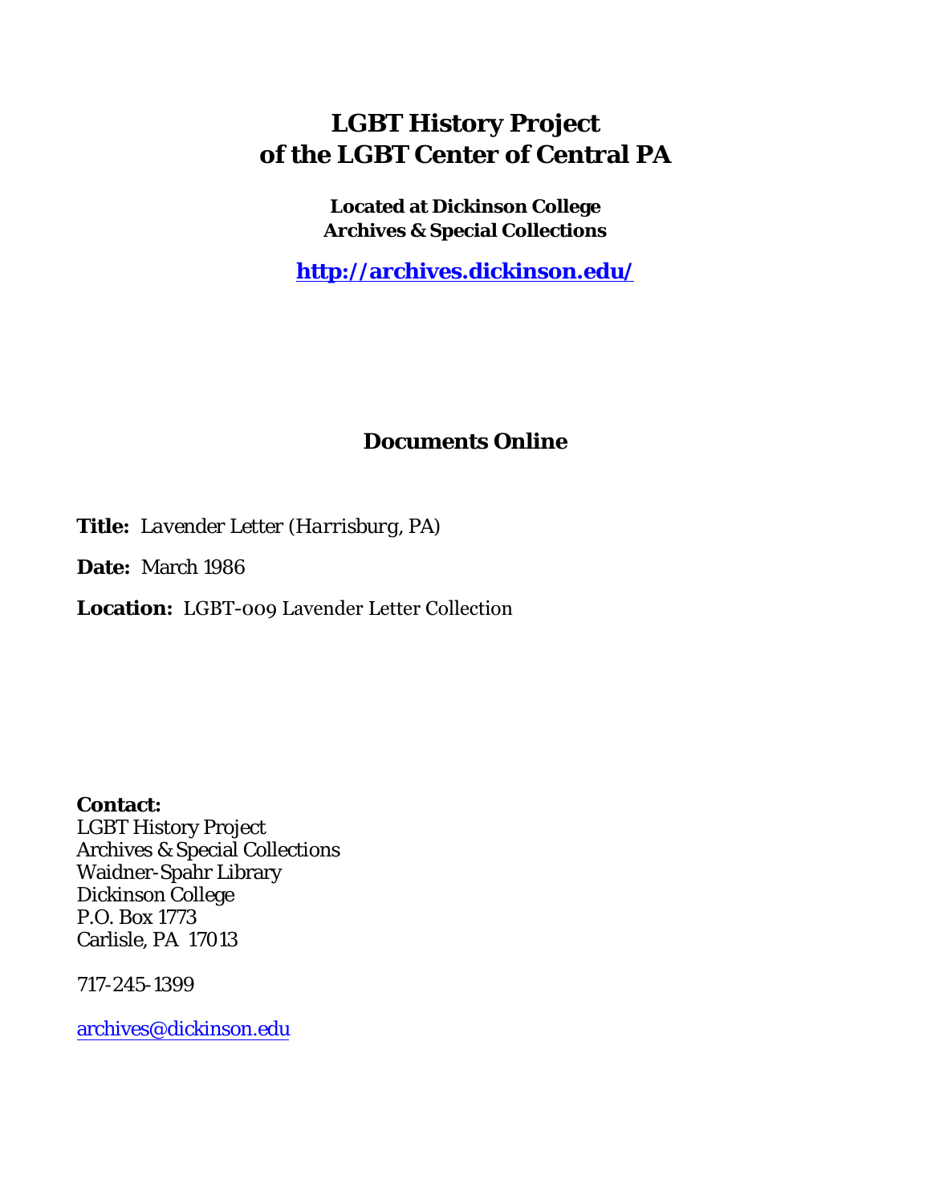# LGBT History Project of the LGBT Center of Central PA

**Located at Dickinson College Archives & Special Collections**

**[http://archives.dickinson.edu/](http://archives.dickinson.edu/)**

## Documents Online

**Title:** *Lavender Letter (Harrisburg, PA)*

**Date:** March 1986

**Location:** LGBT-009 Lavender Letter Collection

**Contact:**
LGBT History Project
Archives & Special Collections
Waidner-Spahr Library
Dickinson College
P.O. Box 1773
Carlisle, PA 17013

717-245-1399

[archives@dickinson.edu](mailto:archives@dickinson.edu)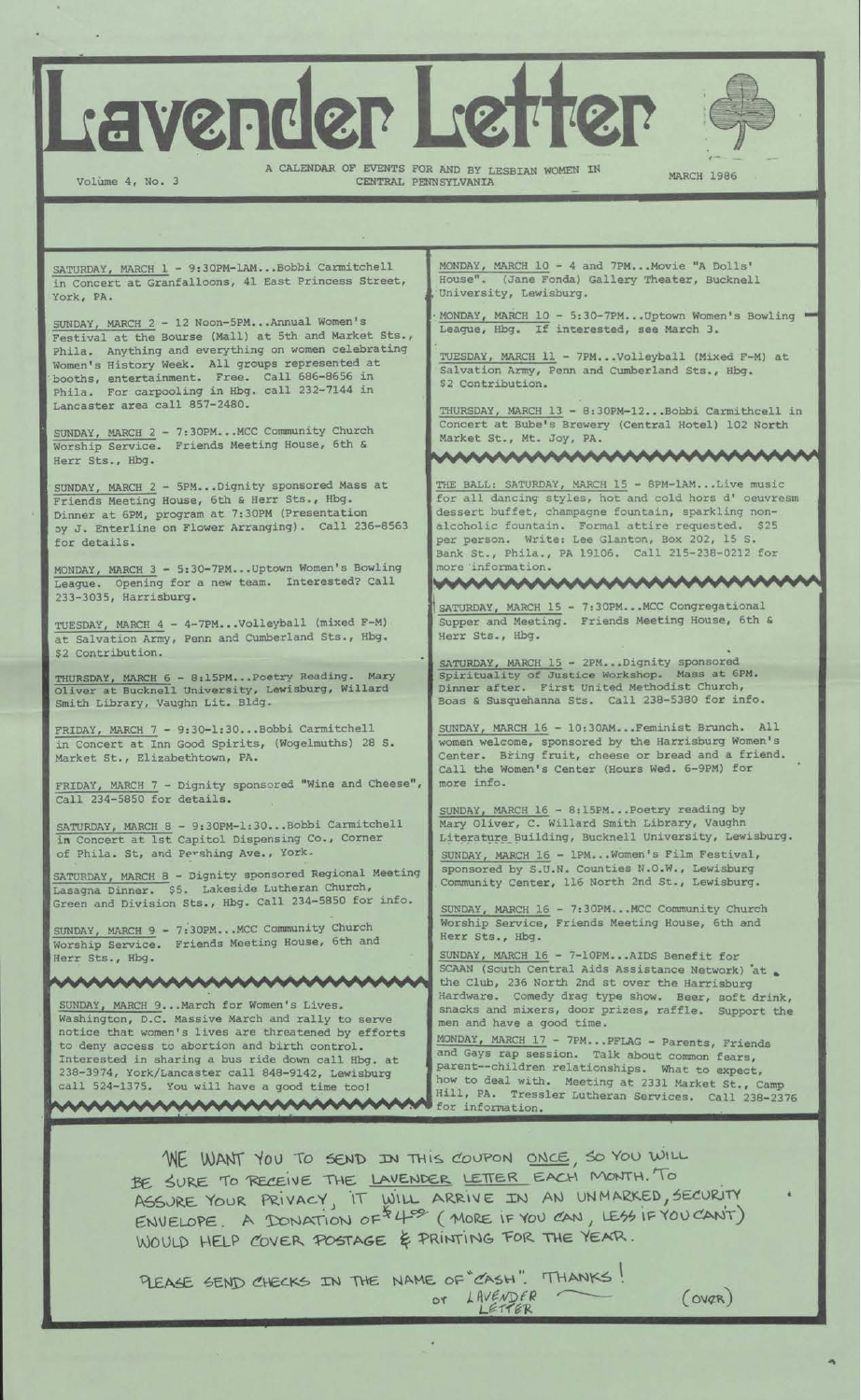# Lavender Letter

Volume 4, No. 3

A CALENDAR OF EVENTS FOR AND BY LESBIAN WOMEN IN CENTRAL PENNSYLVANIA

MARCH 1986

SATURDAY, MARCH 1 - 9:30PM-1AM...Bobbi Carmitchell in Concert at Granfalloons, 41 East Princess Street, York, PA.

SUNDAY, MARCH 2 - 12 Noon-5PM...Annual Women's Festival at the Bourse (Mall) at 5th and Market Sts., Phila. Anything and everything on women celebrating Women's History Week. All groups represented at booths, entertainment. Free. Call 686-8656 in Phila. For carpooling in Hbg. call 232-7144 in Lancaster area call 857-2480.

SUNDAY, MARCH 2 - 7:30PM...MCC Community Church Worship Service. Friends Meeting House, 6th & Herr Sts., Hbg.

SUNDAY, MARCH 2 - 5PM...Dignity sponsored Mass at Friends Meeting House, 6th & Herr Sts., Hbg. Dinner at 6PM, program at 7:30PM (Presentation by J. Enterline on Flower Arranging). Call 236-8563 for details.

MONDAY, MARCH 3 - 5:30-7PM...Uptown Women's Bowling League. Opening for a new team. Interested? Call 233-3035, Harrisburg.

TUESDAY, MARCH 4 - 4-7PM...Volleyball (mixed F-M) at Salvation Army, Penn and Cumberland Sts., Hbg. $2 Contribution.

THURSDAY, MARCH 6 - 8:15PM...Poetry Reading. Mary Oliver at Bucknell University, Lewisburg, Willard Smith Library, Vaughn Lit. Bldg.

FRIDAY, MARCH 7 - 9:30-1:30...Bobbi Carmitchell in Concert at Inn Good Spirits, (Wogelmuths) 28 S. Market St., Elizabethtown, PA.

FRIDAY, MARCH 7 - Dignity sponsored "Wine and Cheese", Call 234-5850 for details.

SATURDAY, MARCH 8 - 9:30PM-1:30...Bobbi Carmitchell in Concert at 1st Capitol Dispensing Co., Corner of Phila. St, and Pershing Ave., York.

SATURDAY, MARCH 8 - Dignity sponsored Regional Meeting Lasagna Dinner. $5. Lakeside Lutheran Church, Green and Division Sts., Hbg. Call 234-5850 for info.

SUNDAY, MARCH 9 - 7:30PM...MCC Community Church Worship Service. Friends Meeting House, 6th and Herr Sts., Hbg.

SUNDAY, MARCH 9...March for Women's Lives. Washington, D.C. Massive March and rally to serve notice that women's lives are threatened by efforts to deny access to abortion and birth control. Interested in sharing a bus ride down call Hbg. at 238-3974, York/Lancaster call 848-9142, Lewisburg call 524-1375. You will have a good time too!

MONDAY, MARCH 10 - 4 and 7PM...Movie "A Dolls' House". (Jane Fonda) Gallery Theater, Bucknell University, Lewisburg.

MONDAY, MARCH 10 - 5:30-7PM...Uptown Women's Bowling League, Hbg. If interested, see March 3.

TUESDAY, MARCH 11 - 7PM...Volleyball (Mixed F-M) at Salvation Army, Penn and Cumberland Sts., Hbg. $2 Contribution.

THURSDAY, MARCH 13 - 8:30PM-12...Bobbi Carmithcell in Concert at Bube's Brewery (Central Hotel) 102 North Market St., Mt. Joy, PA.

THE BALL: SATURDAY, MARCH 15 - 8PM-1AM...Live music for all dancing styles, hot and cold hors d' oeuvresm dessert buffet, champagne fountain, sparkling non-alcoholic fountain. Formal attire requested. $25 per person. Write: Lee Glanton, Box 202, 15 S. Bank St., Phila., PA 19106. Call 215-238-0212 for more information.

SATURDAY, MARCH 15 - 7:30PM...MCC Congregational Supper and Meeting. Friends Meeting House, 6th & Herr Sts., Hbg.

SATURDAY, MARCH 15 - 2PM...Dignity sponsored Spirituality of Justice Workshop. Mass at 6PM. Dinner after. First United Methodist Church, Boas & Susquehanna Sts. Call 238-5380 for info.

SUNDAY, MARCH 16 - 10:30AM...Feminist Brunch. All women welcome, sponsored by the Harrisburg Women's Center. Bring fruit, cheese or bread and a friend. Call the Women's Center (Hours Wed. 6-9PM) for more info.

SUNDAY, MARCH 16 - 8:15PM...Poetry reading by Mary Oliver, C. Willard Smith Library, Vaughn Literature Building, Bucknell University, Lewisburg.

SUNDAY, MARCH 16 - 1PM...Women's Film Festival, sponsored by S.U.N. Counties N.O.W., Lewisburg Community Center, 116 North 2nd St., Lewisburg.

SUNDAY, MARCH 16 - 7:30PM...MCC Community Church Worship Service, Friends Meeting House, 6th and Herr Sts., Hbg.

SUNDAY, MARCH 16 - 7-10PM...AIDS Benefit for SCAAN (South Central Aids Assistance Network) at the Club, 236 North 2nd st over the Harrisburg Hardware. Comedy drag type show. Beer, soft drink, snacks and mixers, door prizes, raffle. Support the men and have a good time.

MONDAY, MARCH 17 - 7PM...PFLAG - Parents, Friends and Gays rap session. Talk about common fears, parent--children relationships. What to expect, how to deal with. Meeting at 2331 Market St., Camp Hill, PA. Tressler Lutheran Services. Call 238-2376 for information.

WE WANT YOU TO SEND IN THIS COUPON ONCE, SO YOU WILL BE SURE TO RECEIVE THE LAVENDER LETTER EACH MONTH. TO ASSURE YOUR PRIVACY, IT WILL ARRIVE IN AN UNMARKED, SECURITY ENVELOPE. A DONATION OF $4.00 (MORE IF YOU CAN, LESS IF YOU CAN'T) WOULD HELP COVER POSTAGE & PRINTING FOR THE YEAR.

PLEASE SEND CHECKS IN THE NAME OF "CASH". THANKS! or LAVENDER LETTER

(OVER)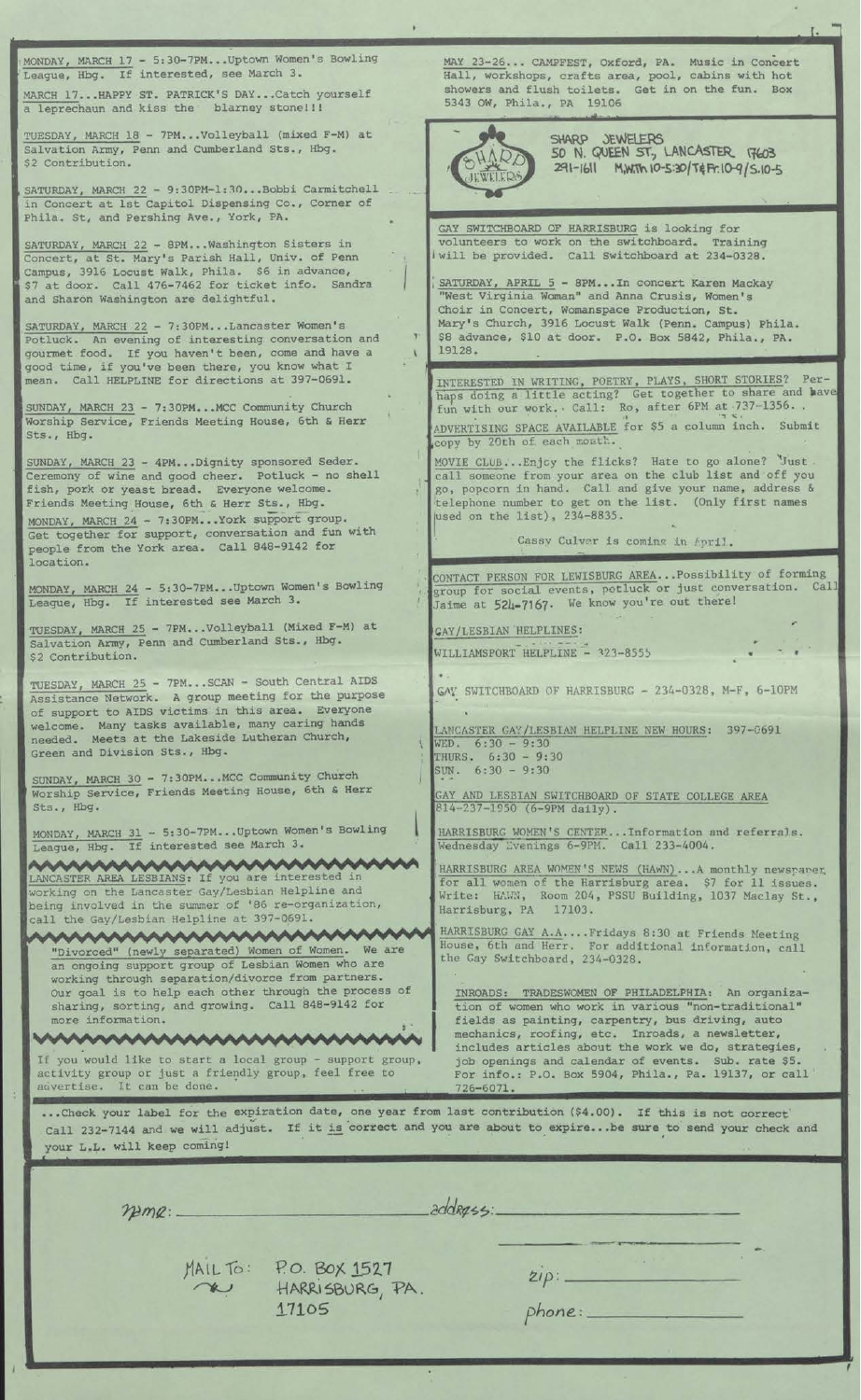MONDAY, MARCH 17 - 5:30-7PM...Uptown Women's Bowling League, Hbg. If interested, see March 3.

MARCH 17...HAPPY ST. PATRICK'S DAY...Catch yourself a leprechaun and kiss the blarney stone!!!

TUESDAY, MARCH 18 - 7PM...Volleyball (mixed F-M) at Salvation Army, Penn and Cumberland Sts., Hbg. $2 Contribution.

SATURDAY, MARCH 22 - 9:30PM-1:30...Bobbi Carmitchell in Concert at 1st Capitol Dispensing Co., Corner of Phila. St, and Pershing Ave., York, PA.

SATURDAY, MARCH 22 - 8PM...Washington Sisters in Concert, at St. Mary's Parish Hall, Univ. of Penn Campus, 3916 Locust Walk, Phila. $6 in advance, $7 at door. Call 476-7462 for ticket info. Sandra and Sharon Washington are delightful.

SATURDAY, MARCH 22 - 7:30PM...Lancaster Women's Potluck. An evening of interesting conversation and gourmet food. If you haven't been, come and have a good time, if you've been there, you know what I mean. Call HELPLINE for directions at 397-0691.

SUNDAY, MARCH 23 - 7:30PM...MCC Community Church Worship Service, Friends Meeting House, 6th & Herr Sts., Hbg.

SUNDAY, MARCH 23 - 4PM...Dignity sponsored Seder. Ceremony of wine and good cheer. Potluck - no shell fish, pork or yeast bread. Everyone welcome. Friends Meeting House, 6th & Herr Sts., Hbg.

MONDAY, MARCH 24 - 7:30PM...York support group. Get together for support, conversation and fun with people from the York area. Call 848-9142 for location.

MONDAY, MARCH 24 - 5:30-7PM...Uptown Women's Bowling League, Hbg. If interested see March 3.

TUESDAY, MARCH 25 - 7PM...Volleyball (Mixed F-M) at Salvation Army, Penn and Cumberland Sts., Hbg. $2 Contribution.

TUESDAY, MARCH 25 - 7PM...SCAN - South Central AIDS Assistance Network. A group meeting for the purpose of support to AIDS victims in this area. Everyone welcome. Many tasks available, many caring hands needed. Meets at the Lakeside Lutheran Church, Green and Division Sts., Hbg.

SUNDAY, MARCH 30 - 7:30PM...MCC Community Church Worship Service, Friends Meeting House, 6th & Herr Sts., Hbg.

MONDAY, MARCH 31 - 5:30-7PM...Uptown Women's Bowling League, Hbg. If interested see March 3.

LANCASTER AREA LESBIANS: If you are interested in working on the Lancaster Gay/Lesbian Helpline and being involved in the summer of '86 re-organization, call the Gay/Lesbian Helpline at 397-0691.

"Divorced" (newly separated) Women of Women. We are an ongoing support group of Lesbian Women who are working through separation/divorce from partners. Our goal is to help each other through the process of sharing, sorting, and growing. Call 848-9142 for more information.

If you would like to start a local group - support group, activity group or just a friendly group, feel free to advertise. It can be done.

MAY 23-26... CAMPFEST, Oxford, PA. Music in Concert Hall, workshops, crafts area, pool, cabins with hot showers and flush toilets. Get in on the fun. Box 5343 OW, Phila., PA 19106

SHARP JEWELERS
50 N. QUEEN ST., LANCASTER 17603
291-1611 M,W,Th 10-5:30/T&Fr 10-9/S 10-5

GAY SWITCHBOARD OF HARRISBURG is looking for volunteers to work on the switchboard. Training will be provided. Call Switchboard at 234-0328.

SATURDAY, APRIL 5 - 8PM...In concert Karen Mackay "West Virginia Woman" and Anna Crusis, Women's Choir in Concert, Womanspace Production, St. Mary's Church, 3916 Locust Walk (Penn. Campus) Phila. $8 advance, $10 at door. P.O. Box 5842, Phila., PA. 19128.

INTERESTED IN WRITING, POETRY, PLAYS, SHORT STORIES? Perhaps doing a little acting? Get together to share and have fun with our work. Call: Ro, after 6PM at 737-1356.

ADVERTISING SPACE AVAILABLE for $5 a column inch. Submit copy by 20th of each month.

MOVIE CLUB...Enjoy the flicks? Hate to go alone? Just call someone from your area on the club list and off you go, popcorn in hand. Call and give your name, address & telephone number to get on the list. (Only first names used on the list), 234-8835.

Cassy Culver is coming in April.

CONTACT PERSON FOR LEWISBURG AREA...Possibility of forming group for social events, potluck or just conversation. Call Jaime at 524-7167. We know you're out there!

GAY/LESBIAN HELPLINES:

WILLIAMSPORT HELPLINE - 323-8555

GAY SWITCHBOARD OF HARRISBURG - 234-0328, M-F, 6-10PM

LANCASTER GAY/LESBIAN HELPLINE NEW HOURS: 397-0691
WED. 6:30 - 9:30
THURS. 6:30 - 9:30
SUN. 6:30 - 9:30

GAY AND LESBIAN SWITCHBOARD OF STATE COLLEGE AREA 814-237-1950 (6-9PM daily).

HARRISBURG WOMEN'S CENTER...Information and referrals. Wednesday Evenings 6-9PM. Call 233-4004.

HARRISBURG AREA WOMEN'S NEWS (HAWN)...A monthly newspaper for all women of the Harrisburg area. $7 for 11 issues. Write: HAWN, Room 204, PSSU Building, 1037 Maclay St., Harrisburg, PA 17103.

HARRISBURG GAY A.A....Fridays 8:30 at Friends Meeting House, 6th and Herr. For additional information, call the Gay Switchboard, 234-0328.

INROADS: TRADESWOMEN OF PHILADELPHIA: An organization of women who work in various "non-traditional" fields as painting, carpentry, bus driving, auto mechanics, roofing, etc. Inroads, a newsletter, includes articles about the work we do, strategies, job openings and calendar of events. Sub. rate $5. For info.: P.O. Box 5904, Phila., Pa. 19137, or call 726-6071.

...Check your label for the expiration date, one year from last contribution ($4.00). If this is not correct Call 232-7144 and we will adjust. If it is correct and you are about to expire...be sure to send your check and your L.L. will keep coming!

name: ______________________ address: ______________________

MAIL TO: P.O. BOX 1527
HARRISBURG, PA.
17105

zip: ______________________

phone: ______________________